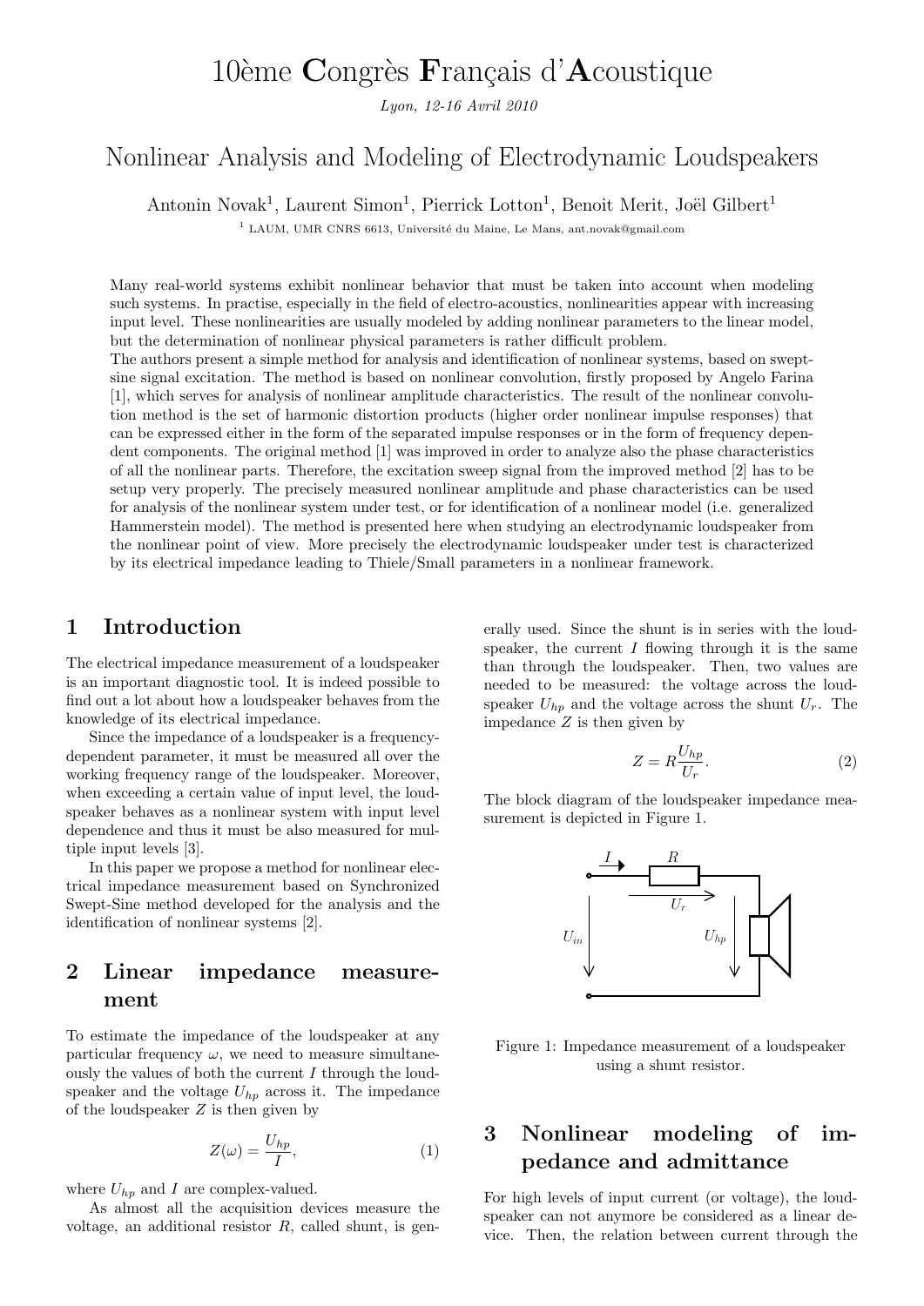# 10ème Congrès Français d'Acoustique

*Lyon, 12-16 Avril 2010*

## Nonlinear Analysis and Modeling of Electrodynamic Loudspeakers

Antonin Novak[1], Laurent Simon[1], Pierrick Lotton[1], Benoit Merit, Joël Gilbert[1]

[1] LAUM, UMR CNRS 6613, Université du Maine, Le Mans, ant.novak@gmail.com

Many real-world systems exhibit nonlinear behavior that must be taken into account when modeling such systems. In practise, especially in the field of electro-acoustics, nonlinearities appear with increasing input level. These nonlinearities are usually modeled by adding nonlinear parameters to the linear model, but the determination of nonlinear physical parameters is rather difficult problem.

The authors present a simple method for analysis and identification of nonlinear systems, based on swept-sine signal excitation. The method is based on nonlinear convolution, firstly proposed by Angelo Farina [1], which serves for analysis of nonlinear amplitude characteristics. The result of the nonlinear convolution method is the set of harmonic distortion products (higher order nonlinear impulse responses) that can be expressed either in the form of the separated impulse responses or in the form of frequency dependent components. The original method [1] was improved in order to analyze also the phase characteristics of all the nonlinear parts. Therefore, the excitation sweep signal from the improved method [2] has to be setup very properly. The precisely measured nonlinear amplitude and phase characteristics can be used for analysis of the nonlinear system under test, or for identification of a nonlinear model (i.e. generalized Hammerstein model). The method is presented here when studying an electrodynamic loudspeaker from the nonlinear point of view. More precisely the electrodynamic loudspeaker under test is characterized by its electrical impedance leading to Thiele/Small parameters in a nonlinear framework.

## 1 Introduction

The electrical impedance measurement of a loudspeaker is an important diagnostic tool. It is indeed possible to find out a lot about how a loudspeaker behaves from the knowledge of its electrical impedance.

Since the impedance of a loudspeaker is a frequency-dependent parameter, it must be measured all over the working frequency range of the loudspeaker. Moreover, when exceeding a certain value of input level, the loudspeaker behaves as a nonlinear system with input level dependence and thus it must be also measured for multiple input levels [3].

In this paper we propose a method for nonlinear electrical impedance measurement based on Synchronized Swept-Sine method developed for the analysis and the identification of nonlinear systems [2].

## 2 Linear impedance measurement

To estimate the impedance of the loudspeaker at any particular frequency $\omega$, we need to measure simultaneously the values of both the current $I$ through the loudspeaker and the voltage $U_{hp}$ across it. The impedance of the loudspeaker $Z$ is then given by

$$Z(\omega) = \frac{U_{hp}}{I}, \tag{1}$$

where $U_{hp}$ and $I$ are complex-valued.

As almost all the acquisition devices measure the voltage, an additional resistor $R$, called shunt, is generally used. Since the shunt is in series with the loudspeaker, the current $I$ flowing through it is the same than through the loudspeaker. Then, two values are needed to be measured: the voltage across the loudspeaker $U_{hp}$ and the voltage across the shunt $U_r$. The impedance $Z$ is then given by

$$Z = R\frac{U_{hp}}{U_r}. \tag{2}$$

The block diagram of the loudspeaker impedance measurement is depicted in Figure 1.

Figure 1: Impedance measurement of a loudspeaker using a shunt resistor.

## 3 Nonlinear modeling of impedance and admittance

For high levels of input current (or voltage), the loudspeaker can not anymore be considered as a linear device. Then, the relation between current through the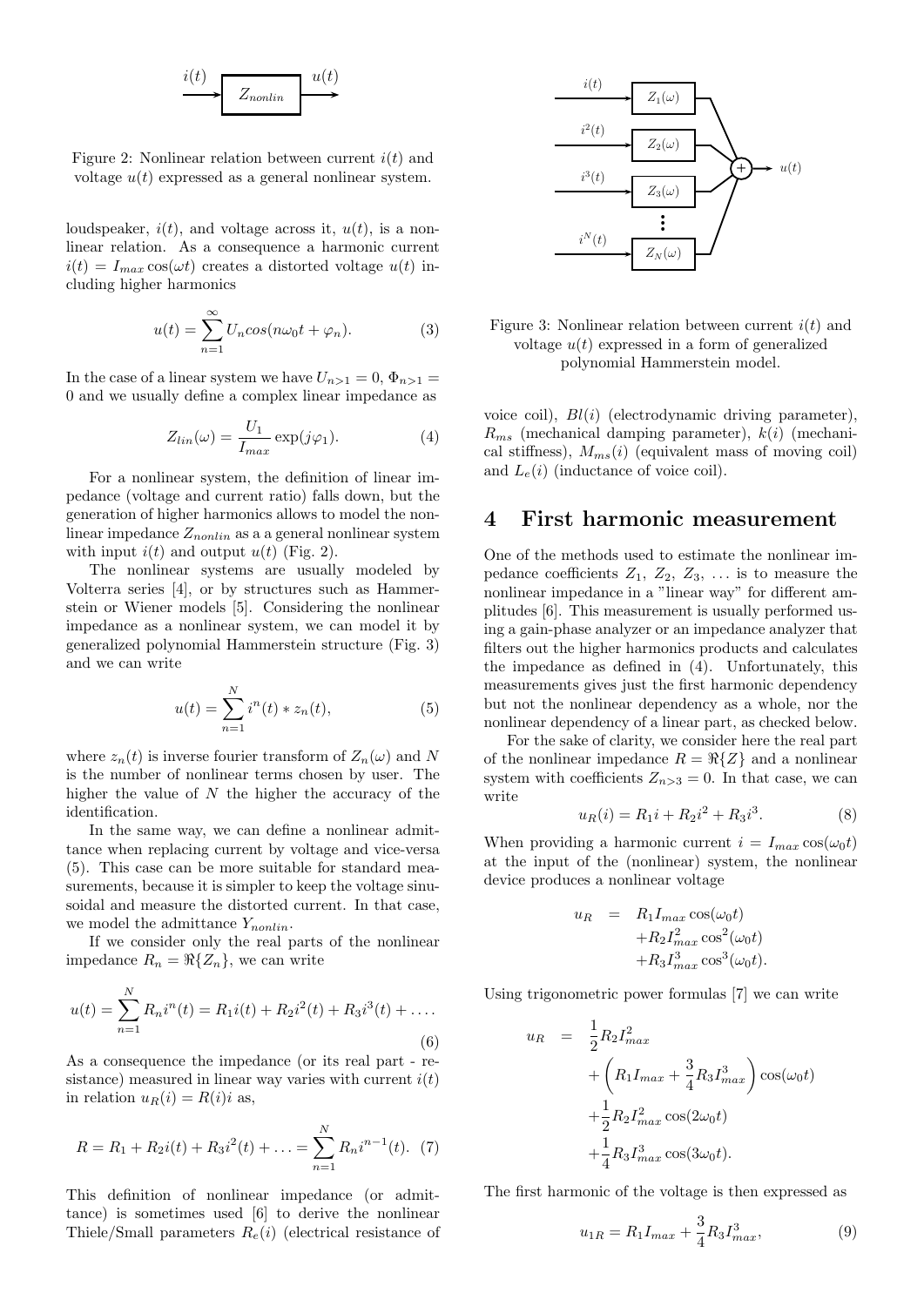Figure 2: Nonlinear relation between current $i(t)$ and voltage $u(t)$ expressed as a general nonlinear system.

loudspeaker, $i(t)$, and voltage across it, $u(t)$, is a nonlinear relation. As a consequence a harmonic current $i(t) = I_{max}\cos(\omega t)$ creates a distorted voltage $u(t)$ including higher harmonics

$$u(t) = \sum_{n=1}^{\infty} U_n cos(n\omega_0 t + \varphi_n). \tag{3}$$

In the case of a linear system we have $U_{n>1} = 0$, $\Phi_{n>1} = 0$ and we usually define a complex linear impedance as

$$Z_{lin}(\omega) = \frac{U_1}{I_{max}} \exp(j\varphi_1). \tag{4}$$

For a nonlinear system, the definition of linear impedance (voltage and current ratio) falls down, but the generation of higher harmonics allows to model the nonlinear impedance $Z_{nonlin}$ as a a general nonlinear system with input $i(t)$ and output $u(t)$ (Fig. 2).

The nonlinear systems are usually modeled by Volterra series [4], or by structures such as Hammerstein or Wiener models [5]. Considering the nonlinear impedance as a nonlinear system, we can model it by generalized polynomial Hammerstein structure (Fig. 3) and we can write

$$u(t) = \sum_{n=1}^{N} i^n(t) * z_n(t), \tag{5}$$

where $z_n(t)$ is inverse fourier transform of $Z_n(\omega)$ and $N$ is the number of nonlinear terms chosen by user. The higher the value of $N$ the higher the accuracy of the identification.

In the same way, we can define a nonlinear admittance when replacing current by voltage and vice-versa (5). This case can be more suitable for standard measurements, because it is simpler to keep the voltage sinusoidal and measure the distorted current. In that case, we model the admittance $Y_{nonlin}$.

If we consider only the real parts of the nonlinear impedance $R_n = \Re\{Z_n\}$, we can write

$$u(t) = \sum_{n=1}^{N} R_n i^n(t) = R_1 i(t) + R_2 i^2(t) + R_3 i^3(t) + \ldots. \tag{6}$$

As a consequence the impedance (or its real part - resistance) measured in linear way varies with current $i(t)$ in relation $u_R(i) = R(i)i$ as,

$$R = R_1 + R_2 i(t) + R_3 i^2(t) + \ldots = \sum_{n=1}^{N} R_n i^{n-1}(t). \tag{7}$$

This definition of nonlinear impedance (or admittance) is sometimes used [6] to derive the nonlinear Thiele/Small parameters $R_e(i)$ (electrical resistance of voice coil), $Bl(i)$ (electrodynamic driving parameter), $R_{ms}$ (mechanical damping parameter), $k(i)$ (mechanical stiffness), $M_{ms}(i)$ (equivalent mass of moving coil) and $L_e(i)$ (inductance of voice coil).

Figure 3: Nonlinear relation between current $i(t)$ and voltage $u(t)$ expressed in a form of generalized polynomial Hammerstein model.

## 4 First harmonic measurement

One of the methods used to estimate the nonlinear impedance coefficients $Z_1$, $Z_2$, $Z_3$, ... is to measure the nonlinear impedance in a "linear way" for different amplitudes [6]. This measurement is usually performed using a gain-phase analyzer or an impedance analyzer that filters out the higher harmonics products and calculates the impedance as defined in (4). Unfortunately, this measurements gives just the first harmonic dependency but not the nonlinear dependency as a whole, nor the nonlinear dependency of a linear part, as checked below.

For the sake of clarity, we consider here the real part of the nonlinear impedance $R = \Re\{Z\}$ and a nonlinear system with coefficients $Z_{n>3} = 0$. In that case, we can write

$$u_R(i) = R_1 i + R_2 i^2 + R_3 i^3. \tag{8}$$

When providing a harmonic current $i = I_{max}\cos(\omega_0 t)$ at the input of the (nonlinear) system, the nonlinear device produces a nonlinear voltage

$$\begin{aligned} u_R &= R_1 I_{max}\cos(\omega_0 t) \\ &+ R_2 I_{max}^2 \cos^2(\omega_0 t) \\ &+ R_3 I_{max}^3 \cos^3(\omega_0 t). \end{aligned}$$

Using trigonometric power formulas [7] we can write

$$\begin{aligned} u_R &= \frac{1}{2} R_2 I_{max}^2 \\ &+ \left( R_1 I_{max} + \frac{3}{4} R_3 I_{max}^3 \right) \cos(\omega_0 t) \\ &+ \frac{1}{2} R_2 I_{max}^2 \cos(2\omega_0 t) \\ &+ \frac{1}{4} R_3 I_{max}^3 \cos(3\omega_0 t). \end{aligned}$$

The first harmonic of the voltage is then expressed as

$$u_{1R} = R_1 I_{max} + \frac{3}{4} R_3 I_{max}^3, \tag{9}$$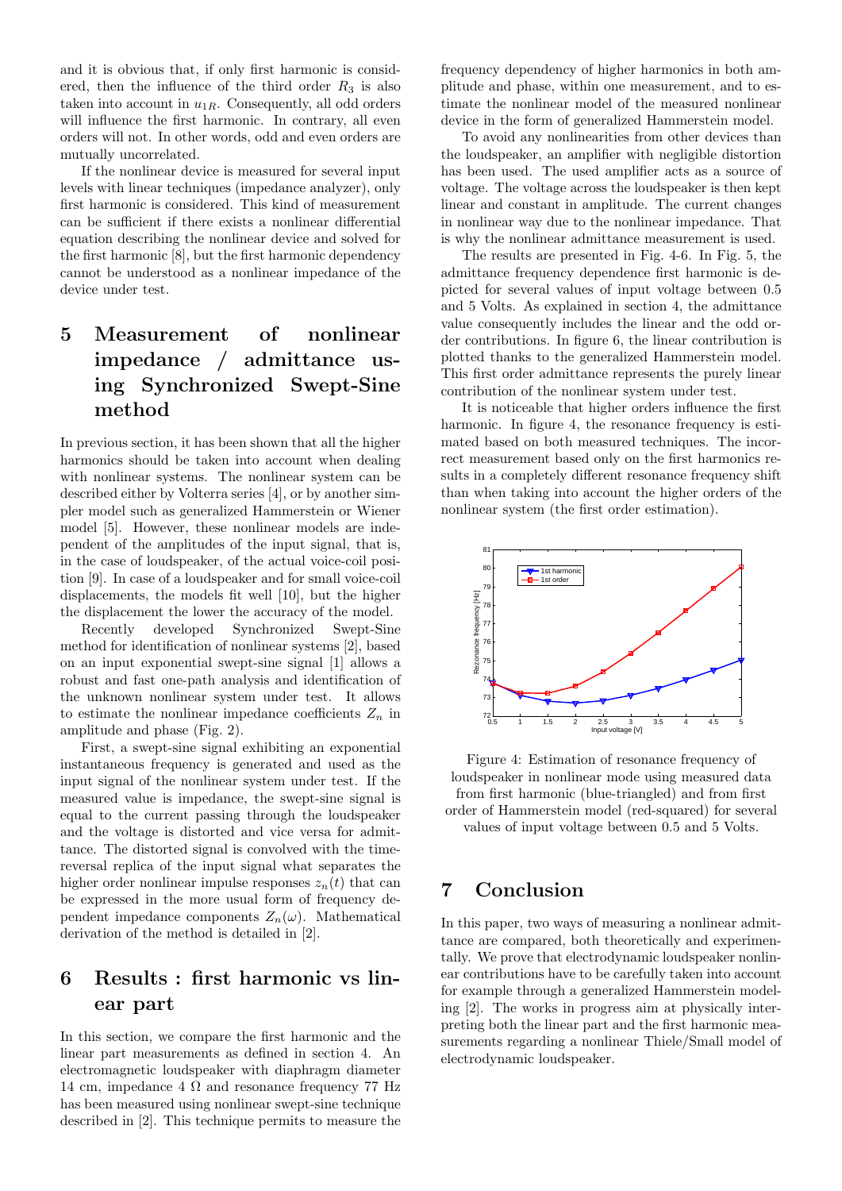and it is obvious that, if only first harmonic is considered, then the influence of the third order $R_3$ is also taken into account in $u_{1R}$. Consequently, all odd orders will influence the first harmonic. In contrary, all even orders will not. In other words, odd and even orders are mutually uncorrelated.

If the nonlinear device is measured for several input levels with linear techniques (impedance analyzer), only first harmonic is considered. This kind of measurement can be sufficient if there exists a nonlinear differential equation describing the nonlinear device and solved for the first harmonic [8], but the first harmonic dependency cannot be understood as a nonlinear impedance of the device under test.

## 5 Measurement of nonlinear impedance / admittance using Synchronized Swept-Sine method

In previous section, it has been shown that all the higher harmonics should be taken into account when dealing with nonlinear systems. The nonlinear system can be described either by Volterra series [4], or by another simpler model such as generalized Hammerstein or Wiener model [5]. However, these nonlinear models are independent of the amplitudes of the input signal, that is, in the case of loudspeaker, of the actual voice-coil position [9]. In case of a loudspeaker and for small voice-coil displacements, the models fit well [10], but the higher the displacement the lower the accuracy of the model.

Recently developed Synchronized Swept-Sine method for identification of nonlinear systems [2], based on an input exponential swept-sine signal [1] allows a robust and fast one-path analysis and identification of the unknown nonlinear system under test. It allows to estimate the nonlinear impedance coefficients $Z_n$ in amplitude and phase (Fig. 2).

First, a swept-sine signal exhibiting an exponential instantaneous frequency is generated and used as the input signal of the nonlinear system under test. If the measured value is impedance, the swept-sine signal is equal to the current passing through the loudspeaker and the voltage is distorted and vice versa for admittance. The distorted signal is convolved with the time-reversal replica of the input signal what separates the higher order nonlinear impulse responses $z_n(t)$ that can be expressed in the more usual form of frequency dependent impedance components $Z_n(\omega)$. Mathematical derivation of the method is detailed in [2].

## 6 Results : first harmonic vs linear part

In this section, we compare the first harmonic and the linear part measurements as defined in section 4. An electromagnetic loudspeaker with diaphragm diameter 14 cm, impedance 4 Ω and resonance frequency 77 Hz has been measured using nonlinear swept-sine technique described in [2]. This technique permits to measure the frequency dependency of higher harmonics in both amplitude and phase, within one measurement, and to estimate the nonlinear model of the measured nonlinear device in the form of generalized Hammerstein model.

To avoid any nonlinearities from other devices than the loudspeaker, an amplifier with negligible distortion has been used. The used amplifier acts as a source of voltage. The voltage across the loudspeaker is then kept linear and constant in amplitude. The current changes in nonlinear way due to the nonlinear impedance. That is why the nonlinear admittance measurement is used.

The results are presented in Fig. 4-6. In Fig. 5, the admittance frequency dependence first harmonic is depicted for several values of input voltage between 0.5 and 5 Volts. As explained in section 4, the admittance value consequently includes the linear and the odd order contributions. In figure 6, the linear contribution is plotted thanks to the generalized Hammerstein model. This first order admittance represents the purely linear contribution of the nonlinear system under test.

It is noticeable that higher orders influence the first harmonic. In figure 4, the resonance frequency is estimated based on both measured techniques. The incorrect measurement based only on the first harmonics results in a completely different resonance frequency shift than when taking into account the higher orders of the nonlinear system (the first order estimation).

Figure 4: Estimation of resonance frequency of loudspeaker in nonlinear mode using measured data from first harmonic (blue-triangled) and from first order of Hammerstein model (red-squared) for several values of input voltage between 0.5 and 5 Volts.

## 7 Conclusion

In this paper, two ways of measuring a nonlinear admittance are compared, both theoretically and experimentally. We prove that electrodynamic loudspeaker nonlinear contributions have to be carefully taken into account for example through a generalized Hammerstein modeling [2]. The works in progress aim at physically interpreting both the linear part and the first harmonic measurements regarding a nonlinear Thiele/Small model of electrodynamic loudspeaker.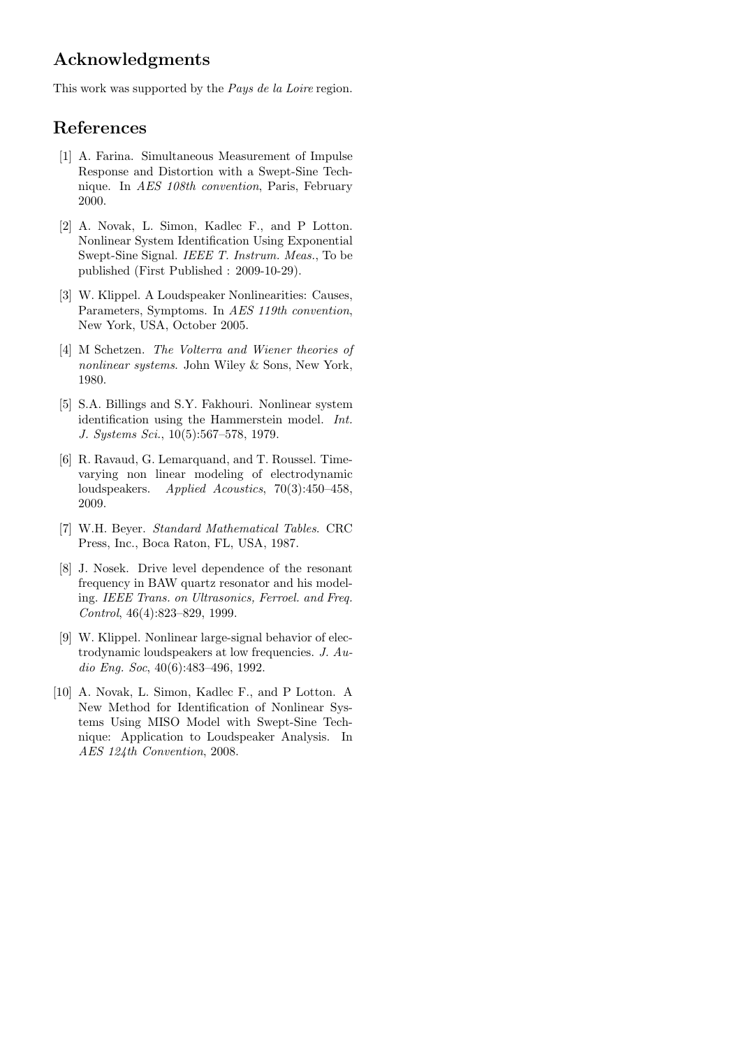## Acknowledgments

This work was supported by the *Pays de la Loire* region.

## References

[1] A. Farina. Simultaneous Measurement of Impulse Response and Distortion with a Swept-Sine Technique. In *AES 108th convention*, Paris, February 2000.

[2] A. Novak, L. Simon, Kadlec F., and P Lotton. Nonlinear System Identification Using Exponential Swept-Sine Signal. *IEEE T. Instrum. Meas.*, To be published (First Published : 2009-10-29).

[3] W. Klippel. A Loudspeaker Nonlinearities: Causes, Parameters, Symptoms. In *AES 119th convention*, New York, USA, October 2005.

[4] M Schetzen. *The Volterra and Wiener theories of nonlinear systems*. John Wiley & Sons, New York, 1980.

[5] S.A. Billings and S.Y. Fakhouri. Nonlinear system identification using the Hammerstein model. *Int. J. Systems Sci.*, 10(5):567–578, 1979.

[6] R. Ravaud, G. Lemarquand, and T. Roussel. Time-varying non linear modeling of electrodynamic loudspeakers. *Applied Acoustics*, 70(3):450–458, 2009.

[7] W.H. Beyer. *Standard Mathematical Tables*. CRC Press, Inc., Boca Raton, FL, USA, 1987.

[8] J. Nosek. Drive level dependence of the resonant frequency in BAW quartz resonator and his modeling. *IEEE Trans. on Ultrasonics, Ferroel. and Freq. Control*, 46(4):823–829, 1999.

[9] W. Klippel. Nonlinear large-signal behavior of electrodynamic loudspeakers at low frequencies. *J. Audio Eng. Soc*, 40(6):483–496, 1992.

[10] A. Novak, L. Simon, Kadlec F., and P Lotton. A New Method for Identification of Nonlinear Systems Using MISO Model with Swept-Sine Technique: Application to Loudspeaker Analysis. In *AES 124th Convention*, 2008.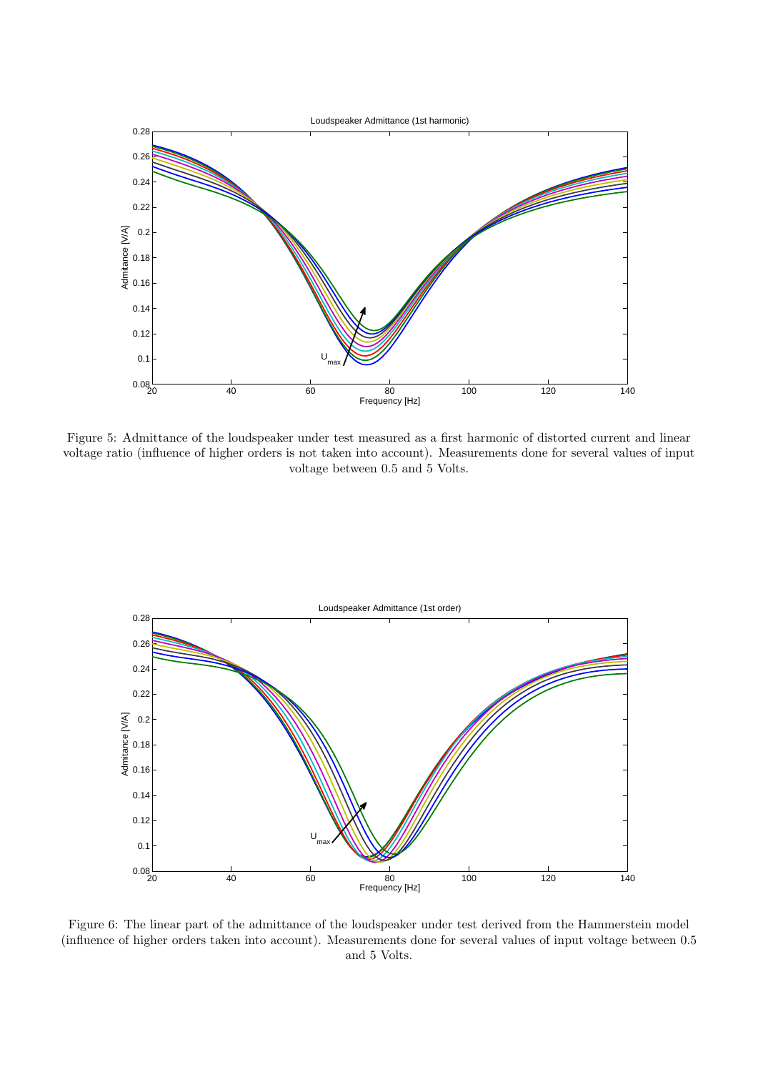Loudspeaker Admittance (1st harmonic)

Admitance [V/A]

0.28
0.26
0.24
0.22
0.2
0.18
0.16
0.14
0.12
0.1
0.08

20 40 60 80 100 120 140

Frequency [Hz]

$U_{max}$

Figure 5: Admittance of the loudspeaker under test measured as a first harmonic of distorted current and linear voltage ratio (influence of higher orders is not taken into account). Measurements done for several values of input voltage between 0.5 and 5 Volts.

Loudspeaker Admittance (1st order)

Admitance [V/A]

0.28
0.26
0.24
0.22
0.2
0.18
0.16
0.14
0.12
0.1
0.08

20 40 60 80 100 120 140

Frequency [Hz]

$U_{max}$

Figure 6: The linear part of the admittance of the loudspeaker under test derived from the Hammerstein model (influence of higher orders taken into account). Measurements done for several values of input voltage between 0.5 and 5 Volts.